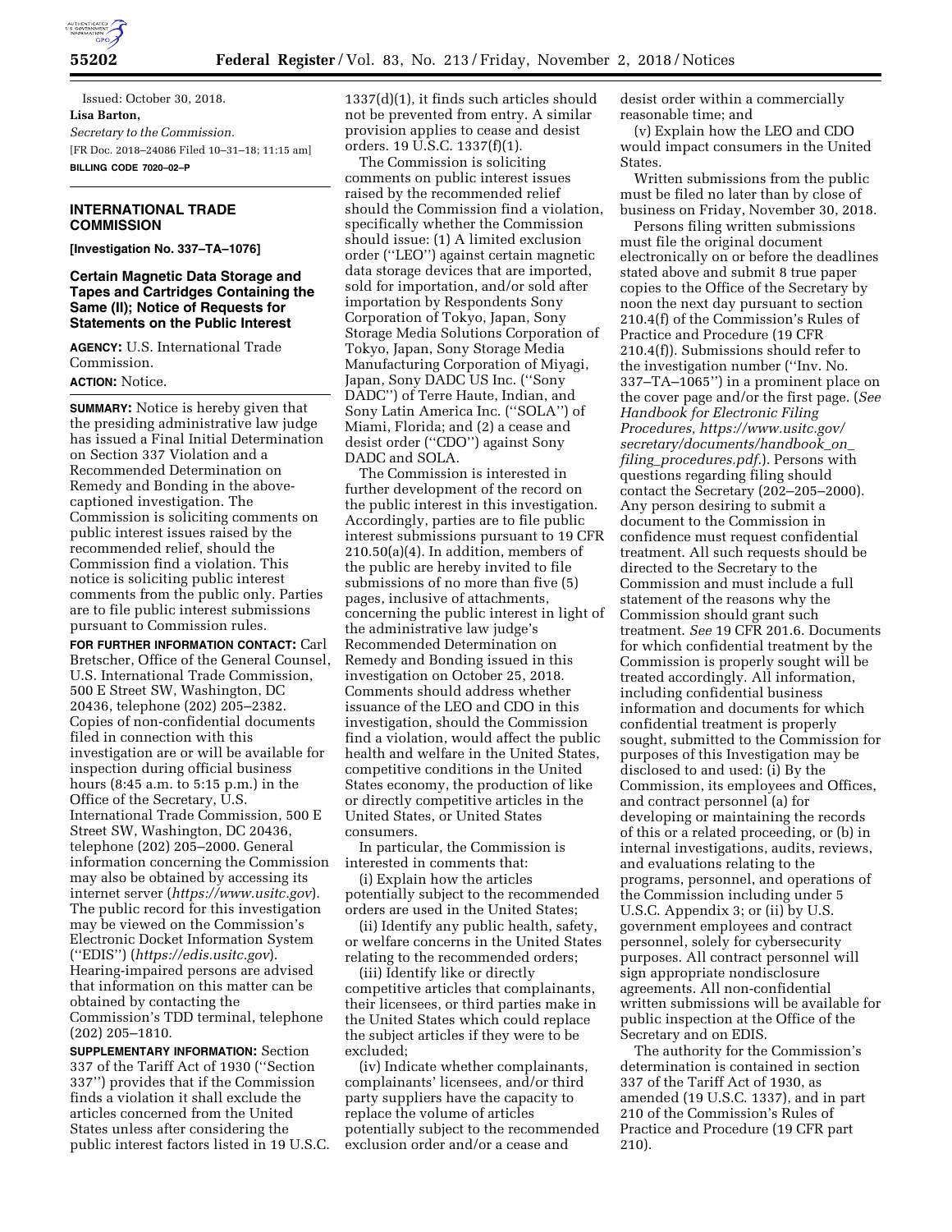Issued: October 30, 2018.

**Lisa Barton,**

*Secretary to the Commission.*

[FR Doc. 2018–24086 Filed 10–31–18; 11:15 am]

**BILLING CODE 7020–02–P**

## INTERNATIONAL TRADE COMMISSION

**[Investigation No. 337–TA–1076]**

### Certain Magnetic Data Storage and Tapes and Cartridges Containing the Same (II); Notice of Requests for Statements on the Public Interest

**AGENCY:** U.S. International Trade Commission.

**ACTION:** Notice.

**SUMMARY:** Notice is hereby given that the presiding administrative law judge has issued a Final Initial Determination on Section 337 Violation and a Recommended Determination on Remedy and Bonding in the above-captioned investigation. The Commission is soliciting comments on public interest issues raised by the recommended relief, should the Commission find a violation. This notice is soliciting public interest comments from the public only. Parties are to file public interest submissions pursuant to Commission rules.

**FOR FURTHER INFORMATION CONTACT:** Carl Bretscher, Office of the General Counsel, U.S. International Trade Commission, 500 E Street SW, Washington, DC 20436, telephone (202) 205–2382. Copies of non-confidential documents filed in connection with this investigation are or will be available for inspection during official business hours (8:45 a.m. to 5:15 p.m.) in the Office of the Secretary, U.S. International Trade Commission, 500 E Street SW, Washington, DC 20436, telephone (202) 205–2000. General information concerning the Commission may also be obtained by accessing its internet server (*https://www.usitc.gov*). The public record for this investigation may be viewed on the Commission's Electronic Docket Information System (''EDIS'') (*https://edis.usitc.gov*). Hearing-impaired persons are advised that information on this matter can be obtained by contacting the Commission's TDD terminal, telephone (202) 205–1810.

**SUPPLEMENTARY INFORMATION:** Section 337 of the Tariff Act of 1930 (''Section 337'') provides that if the Commission finds a violation it shall exclude the articles concerned from the United States unless after considering the public interest factors listed in 19 U.S.C. 1337(d)(1), it finds such articles should not be prevented from entry. A similar provision applies to cease and desist orders. 19 U.S.C. 1337(f)(1).

The Commission is soliciting comments on public interest issues raised by the recommended relief should the Commission find a violation, specifically whether the Commission should issue: (1) A limited exclusion order (''LEO'') against certain magnetic data storage devices that are imported, sold for importation, and/or sold after importation by Respondents Sony Corporation of Tokyo, Japan, Sony Storage Media Solutions Corporation of Tokyo, Japan, Sony Storage Media Manufacturing Corporation of Miyagi, Japan, Sony DADC US Inc. (''Sony DADC'') of Terre Haute, Indian, and Sony Latin America Inc. (''SOLA'') of Miami, Florida; and (2) a cease and desist order (''CDO'') against Sony DADC and SOLA.

The Commission is interested in further development of the record on the public interest in this investigation. Accordingly, parties are to file public interest submissions pursuant to 19 CFR 210.50(a)(4). In addition, members of the public are hereby invited to file submissions of no more than five (5) pages, inclusive of attachments, concerning the public interest in light of the administrative law judge's Recommended Determination on Remedy and Bonding issued in this investigation on October 25, 2018. Comments should address whether issuance of the LEO and CDO in this investigation, should the Commission find a violation, would affect the public health and welfare in the United States, competitive conditions in the United States economy, the production of like or directly competitive articles in the United States, or United States consumers.

In particular, the Commission is interested in comments that:

(i) Explain how the articles potentially subject to the recommended orders are used in the United States;

(ii) Identify any public health, safety, or welfare concerns in the United States relating to the recommended orders;

(iii) Identify like or directly competitive articles that complainants, their licensees, or third parties make in the United States which could replace the subject articles if they were to be excluded;

(iv) Indicate whether complainants, complainants' licensees, and/or third party suppliers have the capacity to replace the volume of articles potentially subject to the recommended exclusion order and/or a cease and desist order within a commercially reasonable time; and

(v) Explain how the LEO and CDO would impact consumers in the United States.

Written submissions from the public must be filed no later than by close of business on Friday, November 30, 2018.

Persons filing written submissions must file the original document electronically on or before the deadlines stated above and submit 8 true paper copies to the Office of the Secretary by noon the next day pursuant to section 210.4(f) of the Commission's Rules of Practice and Procedure (19 CFR 210.4(f)). Submissions should refer to the investigation number (''Inv. No. 337–TA–1065'') in a prominent place on the cover page and/or the first page. (*See Handbook for Electronic Filing Procedures, https://www.usitc.gov/secretary/documents/handbook_on_filing_procedures.pdf.*). Persons with questions regarding filing should contact the Secretary (202–205–2000). Any person desiring to submit a document to the Commission in confidence must request confidential treatment. All such requests should be directed to the Secretary to the Commission and must include a full statement of the reasons why the Commission should grant such treatment. *See* 19 CFR 201.6. Documents for which confidential treatment by the Commission is properly sought will be treated accordingly. All information, including confidential business information and documents for which confidential treatment is properly sought, submitted to the Commission for purposes of this Investigation may be disclosed to and used: (i) By the Commission, its employees and Offices, and contract personnel (a) for developing or maintaining the records of this or a related proceeding, or (b) in internal investigations, audits, reviews, and evaluations relating to the programs, personnel, and operations of the Commission including under 5 U.S.C. Appendix 3; or (ii) by U.S. government employees and contract personnel, solely for cybersecurity purposes. All contract personnel will sign appropriate nondisclosure agreements. All non-confidential written submissions will be available for public inspection at the Office of the Secretary and on EDIS.

The authority for the Commission's determination is contained in section 337 of the Tariff Act of 1930, as amended (19 U.S.C. 1337), and in part 210 of the Commission's Rules of Practice and Procedure (19 CFR part 210).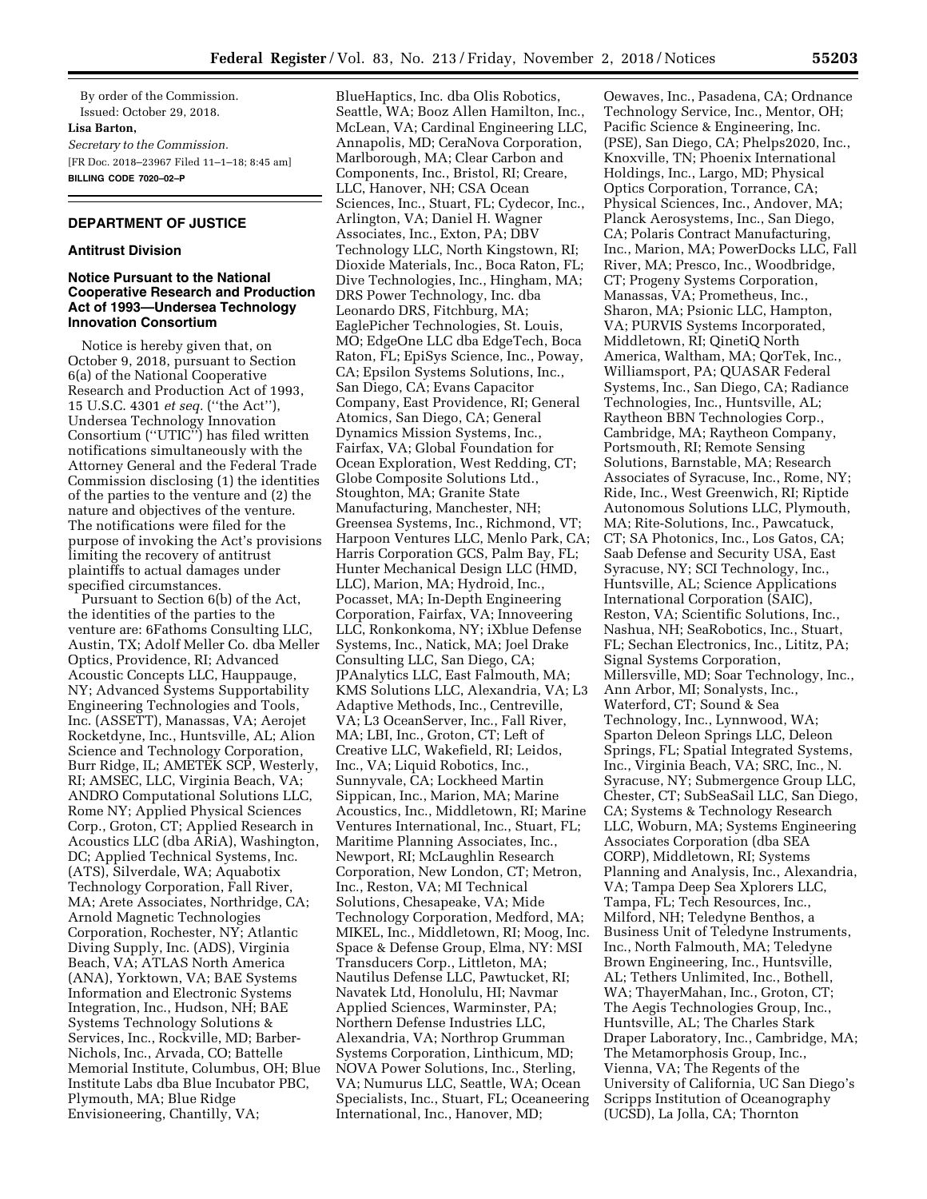By order of the Commission.

Issued: October 29, 2018.

**Lisa Barton,**

*Secretary to the Commission.*

[FR Doc. 2018–23967 Filed 11–1–18; 8:45 am]

**BILLING CODE 7020–02–P**

## DEPARTMENT OF JUSTICE

### Antitrust Division

### Notice Pursuant to the National Cooperative Research and Production Act of 1993—Undersea Technology Innovation Consortium

Notice is hereby given that, on October 9, 2018, pursuant to Section 6(a) of the National Cooperative Research and Production Act of 1993, 15 U.S.C. 4301 *et seq.* (''the Act''), Undersea Technology Innovation Consortium (''UTIC'') has filed written notifications simultaneously with the Attorney General and the Federal Trade Commission disclosing (1) the identities of the parties to the venture and (2) the nature and objectives of the venture. The notifications were filed for the purpose of invoking the Act's provisions limiting the recovery of antitrust plaintiffs to actual damages under specified circumstances.

Pursuant to Section 6(b) of the Act, the identities of the parties to the venture are: 6Fathoms Consulting LLC, Austin, TX; Adolf Meller Co. dba Meller Optics, Providence, RI; Advanced Acoustic Concepts LLC, Hauppauge, NY; Advanced Systems Supportability Engineering Technologies and Tools, Inc. (ASSETT), Manassas, VA; Aerojet Rocketdyne, Inc., Huntsville, AL; Alion Science and Technology Corporation, Burr Ridge, IL; AMETEK SCP, Westerly, RI; AMSEC, LLC, Virginia Beach, VA; ANDRO Computational Solutions LLC, Rome NY; Applied Physical Sciences Corp., Groton, CT; Applied Research in Acoustics LLC (dba ARiA), Washington, DC; Applied Technical Systems, Inc. (ATS), Silverdale, WA; Aquabotix Technology Corporation, Fall River, MA; Arete Associates, Northridge, CA; Arnold Magnetic Technologies Corporation, Rochester, NY; Atlantic Diving Supply, Inc. (ADS), Virginia Beach, VA; ATLAS North America (ANA), Yorktown, VA; BAE Systems Information and Electronic Systems Integration, Inc., Hudson, NH; BAE Systems Technology Solutions & Services, Inc., Rockville, MD; Barber-Nichols, Inc., Arvada, CO; Battelle Memorial Institute, Columbus, OH; Blue Institute Labs dba Blue Incubator PBC, Plymouth, MA; Blue Ridge Envisioneering, Chantilly, VA; BlueHaptics, Inc. dba Olis Robotics, Seattle, WA; Booz Allen Hamilton, Inc., McLean, VA; Cardinal Engineering LLC, Annapolis, MD; CeraNova Corporation, Marlborough, MA; Clear Carbon and Components, Inc., Bristol, RI; Creare, LLC, Hanover, NH; CSA Ocean Sciences, Inc., Stuart, FL; Cydecor, Inc., Arlington, VA; Daniel H. Wagner Associates, Inc., Exton, PA; DBV Technology LLC, North Kingstown, RI; Dioxide Materials, Inc., Boca Raton, FL; Dive Technologies, Inc., Hingham, MA; DRS Power Technology, Inc. dba Leonardo DRS, Fitchburg, MA; EaglePicher Technologies, St. Louis, MO; EdgeOne LLC dba EdgeTech, Boca Raton, FL; EpiSys Science, Inc., Poway, CA; Epsilon Systems Solutions, Inc., San Diego, CA; Evans Capacitor Company, East Providence, RI; General Atomics, San Diego, CA; General Dynamics Mission Systems, Inc., Fairfax, VA; Global Foundation for Ocean Exploration, West Redding, CT; Globe Composite Solutions Ltd., Stoughton, MA; Granite State Manufacturing, Manchester, NH; Greensea Systems, Inc., Richmond, VT; Harpoon Ventures LLC, Menlo Park, CA; Harris Corporation GCS, Palm Bay, FL; Hunter Mechanical Design LLC (HMD, LLC), Marion, MA; Hydroid, Inc., Pocasset, MA; In-Depth Engineering Corporation, Fairfax, VA; Innoveering LLC, Ronkonkoma, NY; iXblue Defense Systems, Inc., Natick, MA; Joel Drake Consulting LLC, San Diego, CA; JPAnalytics LLC, East Falmouth, MA; KMS Solutions LLC, Alexandria, VA; L3 Adaptive Methods, Inc., Centreville, VA; L3 OceanServer, Inc., Fall River, MA; LBI, Inc., Groton, CT; Left of Creative LLC, Wakefield, RI; Leidos, Inc., VA; Liquid Robotics, Inc., Sunnyvale, CA; Lockheed Martin Sippican, Inc., Marion, MA; Marine Acoustics, Inc., Middletown, RI; Marine Ventures International, Inc., Stuart, FL; Maritime Planning Associates, Inc., Newport, RI; McLaughlin Research Corporation, New London, CT; Metron, Inc., Reston, VA; MI Technical Solutions, Chesapeake, VA; Mide Technology Corporation, Medford, MA; MIKEL, Inc., Middletown, RI; Moog, Inc. Space & Defense Group, Elma, NY: MSI Transducers Corp., Littleton, MA; Nautilus Defense LLC, Pawtucket, RI; Navatek Ltd, Honolulu, HI; Navmar Applied Sciences, Warminster, PA; Northern Defense Industries LLC, Alexandria, VA; Northrop Grumman Systems Corporation, Linthicum, MD; NOVA Power Solutions, Inc., Sterling, VA; Numurus LLC, Seattle, WA; Ocean Specialists, Inc., Stuart, FL; Oceaneering International, Inc., Hanover, MD; Oewaves, Inc., Pasadena, CA; Ordnance Technology Service, Inc., Mentor, OH; Pacific Science & Engineering, Inc. (PSE), San Diego, CA; Phelps2020, Inc., Knoxville, TN; Phoenix International Holdings, Inc., Largo, MD; Physical Optics Corporation, Torrance, CA; Physical Sciences, Inc., Andover, MA; Planck Aerosystems, Inc., San Diego, CA; Polaris Contract Manufacturing, Inc., Marion, MA; PowerDocks LLC, Fall River, MA; Presco, Inc., Woodbridge, CT; Progeny Systems Corporation, Manassas, VA; Prometheus, Inc., Sharon, MA; Psionic LLC, Hampton, VA; PURVIS Systems Incorporated, Middletown, RI; QinetiQ North America, Waltham, MA; QorTek, Inc., Williamsport, PA; QUASAR Federal Systems, Inc., San Diego, CA; Radiance Technologies, Inc., Huntsville, AL; Raytheon BBN Technologies Corp., Cambridge, MA; Raytheon Company, Portsmouth, RI; Remote Sensing Solutions, Barnstable, MA; Research Associates of Syracuse, Inc., Rome, NY; Ride, Inc., West Greenwich, RI; Riptide Autonomous Solutions LLC, Plymouth, MA; Rite-Solutions, Inc., Pawcatuck, CT; SA Photonics, Inc., Los Gatos, CA; Saab Defense and Security USA, East Syracuse, NY; SCI Technology, Inc., Huntsville, AL; Science Applications International Corporation (SAIC), Reston, VA; Scientific Solutions, Inc., Nashua, NH; SeaRobotics, Inc., Stuart, FL; Sechan Electronics, Inc., Lititz, PA; Signal Systems Corporation, Millersville, MD; Soar Technology, Inc., Ann Arbor, MI; Sonalysts, Inc., Waterford, CT; Sound & Sea Technology, Inc., Lynnwood, WA; Sparton Deleon Springs LLC, Deleon Springs, FL; Spatial Integrated Systems, Inc., Virginia Beach, VA; SRC, Inc., N. Syracuse, NY; Submergence Group LLC, Chester, CT; SubSeaSail LLC, San Diego, CA; Systems & Technology Research LLC, Woburn, MA; Systems Engineering Associates Corporation (dba SEA CORP), Middletown, RI; Systems Planning and Analysis, Inc., Alexandria, VA; Tampa Deep Sea Xplorers LLC, Tampa, FL; Tech Resources, Inc., Milford, NH; Teledyne Benthos, a Business Unit of Teledyne Instruments, Inc., North Falmouth, MA; Teledyne Brown Engineering, Inc., Huntsville, AL; Tethers Unlimited, Inc., Bothell, WA; ThayerMahan, Inc., Groton, CT; The Aegis Technologies Group, Inc., Huntsville, AL; The Charles Stark Draper Laboratory, Inc., Cambridge, MA; The Metamorphosis Group, Inc., Vienna, VA; The Regents of the University of California, UC San Diego's Scripps Institution of Oceanography (UCSD), La Jolla, CA; Thornton